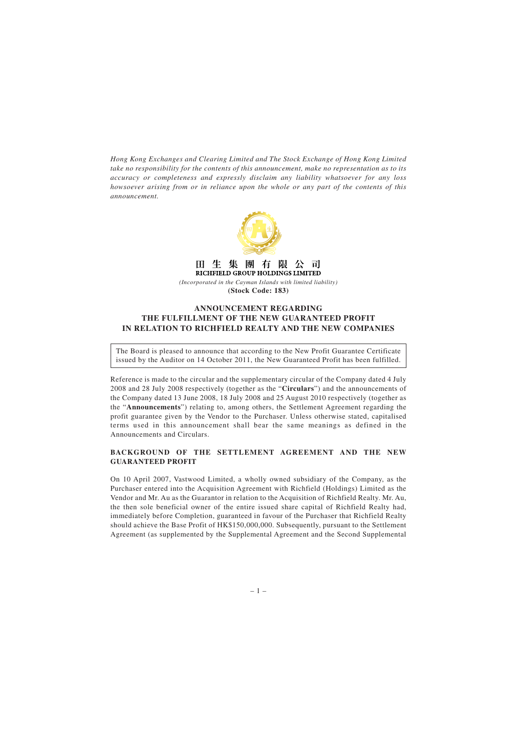*Hong Kong Exchanges and Clearing Limited and The Stock Exchange of Hong Kong Limited take no responsibility for the contents of this announcement, make no representation as to its accuracy or completeness and expressly disclaim any liability whatsoever for any loss howsoever arising from or in reliance upon the whole or any part of the contents of this announcement.*

**田 生 集 團 有 限 公 司**
**RICHFIELD GROUP HOLDINGS LIMITED**
*(Incorporated in the Cayman Islands with limited liability)*
**(Stock Code: 183)**

# ANNOUNCEMENT REGARDING THE FULFILLMENT OF THE NEW GUARANTEED PROFIT IN RELATION TO RICHFIELD REALTY AND THE NEW COMPANIES

> The Board is pleased to announce that according to the New Profit Guarantee Certificate issued by the Auditor on 14 October 2011, the New Guaranteed Profit has been fulfilled.

Reference is made to the circular and the supplementary circular of the Company dated 4 July 2008 and 28 July 2008 respectively (together as the "**Circulars**") and the announcements of the Company dated 13 June 2008, 18 July 2008 and 25 August 2010 respectively (together as the "**Announcements**") relating to, among others, the Settlement Agreement regarding the profit guarantee given by the Vendor to the Purchaser. Unless otherwise stated, capitalised terms used in this announcement shall bear the same meanings as defined in the Announcements and Circulars.

## BACKGROUND OF THE SETTLEMENT AGREEMENT AND THE NEW GUARANTEED PROFIT

On 10 April 2007, Vastwood Limited, a wholly owned subsidiary of the Company, as the Purchaser entered into the Acquisition Agreement with Richfield (Holdings) Limited as the Vendor and Mr. Au as the Guarantor in relation to the Acquisition of Richfield Realty. Mr. Au, the then sole beneficial owner of the entire issued share capital of Richfield Realty had, immediately before Completion, guaranteed in favour of the Purchaser that Richfield Realty should achieve the Base Profit of HK$150,000,000. Subsequently, pursuant to the Settlement Agreement (as supplemented by the Supplemental Agreement and the Second Supplemental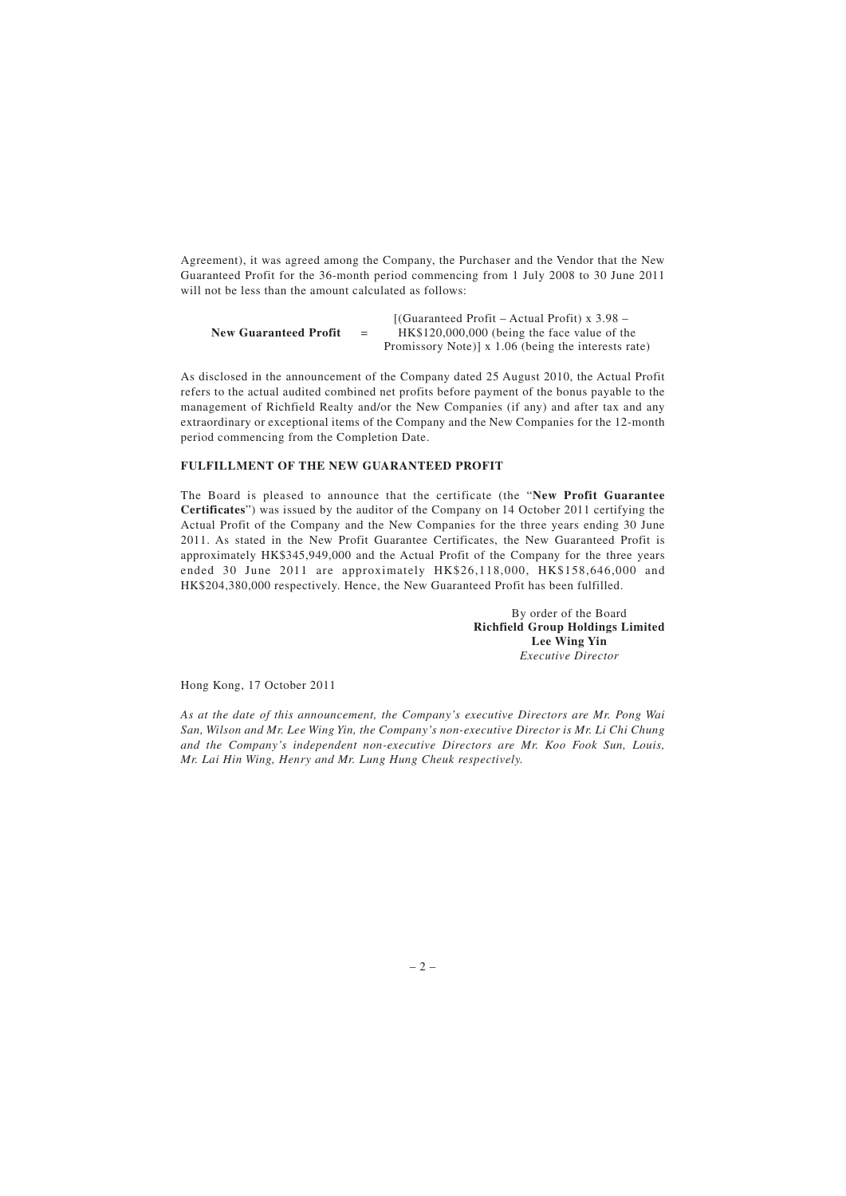Agreement), it was agreed among the Company, the Purchaser and the Vendor that the New Guaranteed Profit for the 36-month period commencing from 1 July 2008 to 30 June 2011 will not be less than the amount calculated as follows:

**New Guaranteed Profit** = [(Guaranteed Profit – Actual Profit) x 3.98 – HK$120,000,000 (being the face value of the Promissory Note)] x 1.06 (being the interests rate)

As disclosed in the announcement of the Company dated 25 August 2010, the Actual Profit refers to the actual audited combined net profits before payment of the bonus payable to the management of Richfield Realty and/or the New Companies (if any) and after tax and any extraordinary or exceptional items of the Company and the New Companies for the 12-month period commencing from the Completion Date.

**FULFILLMENT OF THE NEW GUARANTEED PROFIT**

The Board is pleased to announce that the certificate (the "**New Profit Guarantee Certificates**") was issued by the auditor of the Company on 14 October 2011 certifying the Actual Profit of the Company and the New Companies for the three years ending 30 June 2011. As stated in the New Profit Guarantee Certificates, the New Guaranteed Profit is approximately HK$345,949,000 and the Actual Profit of the Company for the three years ended 30 June 2011 are approximately HK$26,118,000, HK$158,646,000 and HK$204,380,000 respectively. Hence, the New Guaranteed Profit has been fulfilled.

By order of the Board  
**Richfield Group Holdings Limited**  
**Lee Wing Yin**  
*Executive Director*

Hong Kong, 17 October 2011

*As at the date of this announcement, the Company's executive Directors are Mr. Pong Wai San, Wilson and Mr. Lee Wing Yin, the Company's non-executive Director is Mr. Li Chi Chung and the Company's independent non-executive Directors are Mr. Koo Fook Sun, Louis, Mr. Lai Hin Wing, Henry and Mr. Lung Hung Cheuk respectively.*